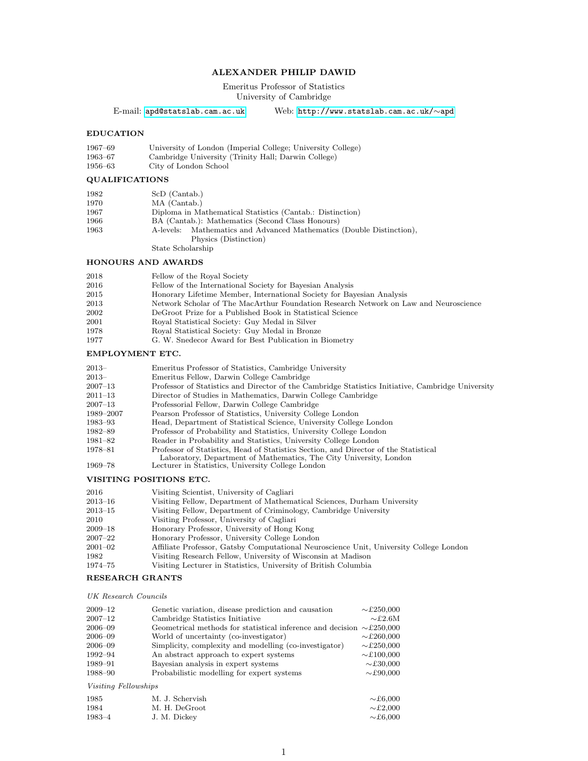# ALEXANDER PHILIP DAWID

Emeritus Professor of Statistics
University of Cambridge

E-mail: apd@statslab.cam.ac.uk Web: http://www.statslab.cam.ac.uk/∼apd

## EDUCATION

| | |
|---|---|
| 1967–69 | University of London (Imperial College; University College) |
| 1963–67 | Cambridge University (Trinity Hall; Darwin College) |
| 1956–63 | City of London School |

## QUALIFICATIONS

| | |
|---|---|
| 1982 | ScD (Cantab.) |
| 1970 | MA (Cantab.) |
| 1967 | Diploma in Mathematical Statistics (Cantab.: Distinction) |
| 1966 | BA (Cantab.): Mathematics (Second Class Honours) |
| 1963 | A-levels: Mathematics and Advanced Mathematics (Double Distinction), Physics (Distinction) |
| | State Scholarship |

## HONOURS AND AWARDS

| | |
|---|---|
| 2018 | Fellow of the Royal Society |
| 2016 | Fellow of the International Society for Bayesian Analysis |
| 2015 | Honorary Lifetime Member, International Society for Bayesian Analysis |
| 2013 | Network Scholar of The MacArthur Foundation Research Network on Law and Neuroscience |
| 2002 | DeGroot Prize for a Published Book in Statistical Science |
| 2001 | Royal Statistical Society: Guy Medal in Silver |
| 1978 | Royal Statistical Society: Guy Medal in Bronze |
| 1977 | G. W. Snedecor Award for Best Publication in Biometry |

## EMPLOYMENT ETC.

| | |
|---|---|
| 2013– | Emeritus Professor of Statistics, Cambridge University |
| 2013– | Emeritus Fellow, Darwin College Cambridge |
| 2007–13 | Professor of Statistics and Director of the Cambridge Statistics Initiative, Cambridge University |
| 2011–13 | Director of Studies in Mathematics, Darwin College Cambridge |
| 2007–13 | Professorial Fellow, Darwin College Cambridge |
| 1989–2007 | Pearson Professor of Statistics, University College London |
| 1983–93 | Head, Department of Statistical Science, University College London |
| 1982–89 | Professor of Probability and Statistics, University College London |
| 1981–82 | Reader in Probability and Statistics, University College London |
| 1978–81 | Professor of Statistics, Head of Statistics Section, and Director of the Statistical Laboratory, Department of Mathematics, The City University, London |
| 1969–78 | Lecturer in Statistics, University College London |

## VISITING POSITIONS ETC.

| | |
|---|---|
| 2016 | Visiting Scientist, University of Cagliari |
| 2013–16 | Visiting Fellow, Department of Mathematical Sciences, Durham University |
| 2013–15 | Visiting Fellow, Department of Criminology, Cambridge University |
| 2010 | Visiting Professor, University of Cagliari |
| 2009–18 | Honorary Professor, University of Hong Kong |
| 2007–22 | Honorary Professor, University College London |
| 2001–02 | Affiliate Professor, Gatsby Computational Neuroscience Unit, University College London |
| 1982 | Visiting Research Fellow, University of Wisconsin at Madison |
| 1974–75 | Visiting Lecturer in Statistics, University of British Columbia |

## RESEARCH GRANTS

*UK Research Councils*

| | | |
|---|---|---|
| 2009–12 | Genetic variation, disease prediction and causation | ∼£250,000 |
| 2007–12 | Cambridge Statistics Initiative | ∼£2.6M |
| 2006–09 | Geometrical methods for statistical inference and decision | ∼£250,000 |
| 2006–09 | World of uncertainty (co-investigator) | ∼£260,000 |
| 2006–09 | Simplicity, complexity and modelling (co-investigator) | ∼£250,000 |
| 1992–94 | An abstract approach to expert systems | ∼£100,000 |
| 1989–91 | Bayesian analysis in expert systems | ∼£30,000 |
| 1988–90 | Probabilistic modelling for expert systems | ∼£90,000 |

*Visiting Fellowships*

| | | |
|---|---|---|
| 1985 | M. J. Schervish | ∼£6,000 |
| 1984 | M. H. DeGroot | ∼£2,000 |
| 1983–4 | J. M. Dickey | ∼£6,000 |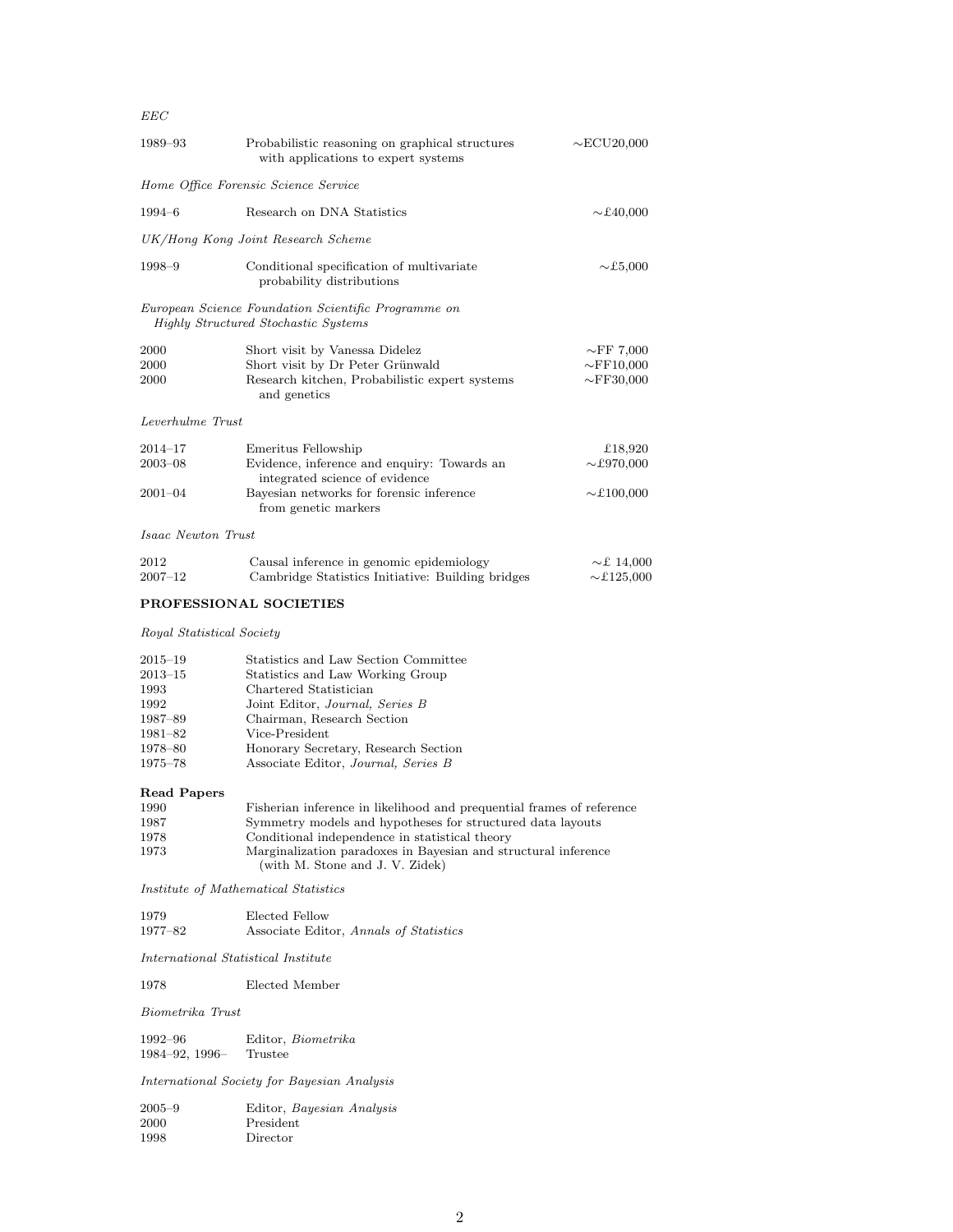*EEC*

| | | |
|---|---|---|
| 1989–93 | Probabilistic reasoning on graphical structures with applications to expert systems | ∼ECU20,000 |

*Home Office Forensic Science Service*

| | | |
|---|---|---|
| 1994–6 | Research on DNA Statistics | ∼£40,000 |

*UK/Hong Kong Joint Research Scheme*

| | | |
|---|---|---|
| 1998–9 | Conditional specification of multivariate probability distributions | ∼£5,000 |

*European Science Foundation Scientific Programme on Highly Structured Stochastic Systems*

| | | |
|---|---|---|
| 2000 | Short visit by Vanessa Didelez | ∼FF 7,000 |
| 2000 | Short visit by Dr Peter Grünwald | ∼FF10,000 |
| 2000 | Research kitchen, Probabilistic expert systems and genetics | ∼FF30,000 |

*Leverhulme Trust*

| | | |
|---|---|---|
| 2014–17 | Emeritus Fellowship | £18,920 |
| 2003–08 | Evidence, inference and enquiry: Towards an integrated science of evidence | ∼£970,000 |
| 2001–04 | Bayesian networks for forensic inference from genetic markers | ∼£100,000 |

*Isaac Newton Trust*

| | | |
|---|---|---|
| 2012 | Causal inference in genomic epidemiology | ∼£ 14,000 |
| 2007–12 | Cambridge Statistics Initiative: Building bridges | ∼£125,000 |

## PROFESSIONAL SOCIETIES

*Royal Statistical Society*

| | |
|---|---|
| 2015–19 | Statistics and Law Section Committee |
| 2013–15 | Statistics and Law Working Group |
| 1993 | Chartered Statistician |
| 1992 | Joint Editor, *Journal, Series B* |
| 1987–89 | Chairman, Research Section |
| 1981–82 | Vice-President |
| 1978–80 | Honorary Secretary, Research Section |
| 1975–78 | Associate Editor, *Journal, Series B* |

**Read Papers**

| | |
|---|---|
| 1990 | Fisherian inference in likelihood and prequential frames of reference |
| 1987 | Symmetry models and hypotheses for structured data layouts |
| 1978 | Conditional independence in statistical theory |
| 1973 | Marginalization paradoxes in Bayesian and structural inference (with M. Stone and J. V. Zidek) |

*Institute of Mathematical Statistics*

| | |
|---|---|
| 1979 | Elected Fellow |
| 1977–82 | Associate Editor, *Annals of Statistics* |

*International Statistical Institute*

| | |
|---|---|
| 1978 | Elected Member |

*Biometrika Trust*

| | |
|---|---|
| 1992–96 | Editor, *Biometrika* |
| 1984–92, 1996– | Trustee |

*International Society for Bayesian Analysis*

| | |
|---|---|
| 2005–9 | Editor, *Bayesian Analysis* |
| 2000 | President |
| 1998 | Director |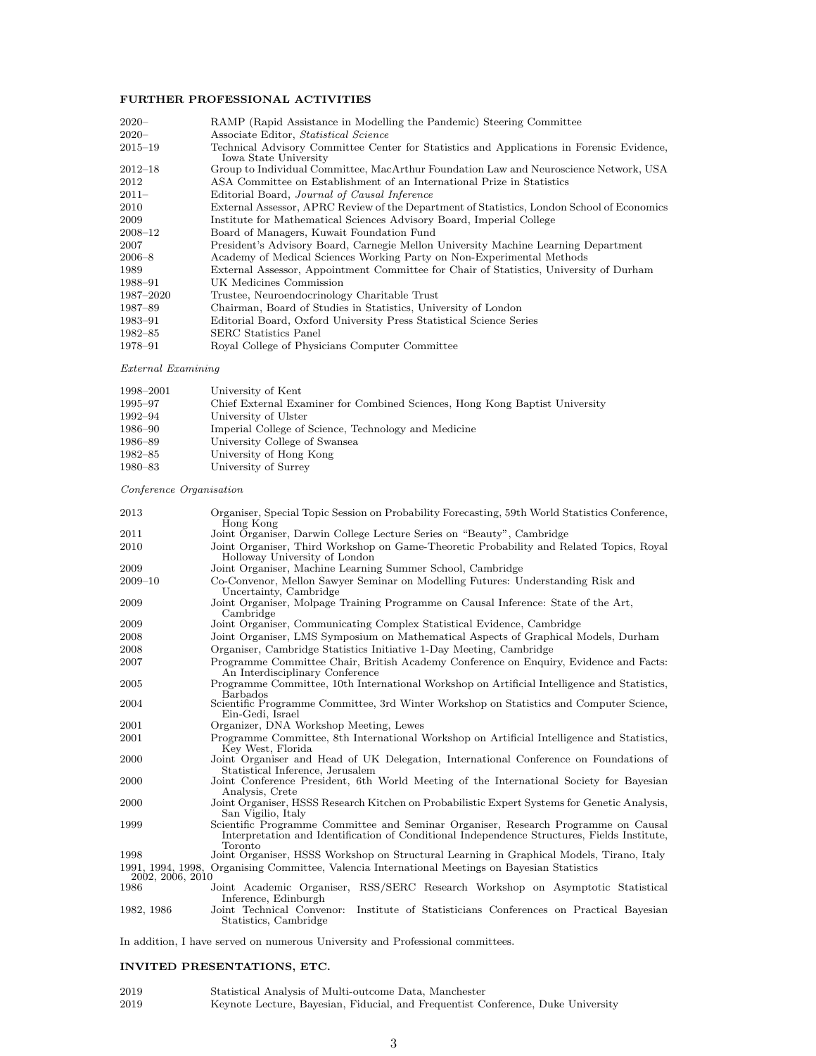## FURTHER PROFESSIONAL ACTIVITIES

| | |
|---|---|
| 2020– | RAMP (Rapid Assistance in Modelling the Pandemic) Steering Committee |
| 2020– | Associate Editor, *Statistical Science* |
| 2015–19 | Technical Advisory Committee Center for Statistics and Applications in Forensic Evidence, Iowa State University |
| 2012–18 | Group to Individual Committee, MacArthur Foundation Law and Neuroscience Network, USA |
| 2012 | ASA Committee on Establishment of an International Prize in Statistics |
| 2011– | Editorial Board, *Journal of Causal Inference* |
| 2010 | External Assessor, APRC Review of the Department of Statistics, London School of Economics |
| 2009 | Institute for Mathematical Sciences Advisory Board, Imperial College |
| 2008–12 | Board of Managers, Kuwait Foundation Fund |
| 2007 | President's Advisory Board, Carnegie Mellon University Machine Learning Department |
| 2006–8 | Academy of Medical Sciences Working Party on Non-Experimental Methods |
| 1989 | External Assessor, Appointment Committee for Chair of Statistics, University of Durham |
| 1988–91 | UK Medicines Commission |
| 1987–2020 | Trustee, Neuroendocrinology Charitable Trust |
| 1987–89 | Chairman, Board of Studies in Statistics, University of London |
| 1983–91 | Editorial Board, Oxford University Press Statistical Science Series |
| 1982–85 | SERC Statistics Panel |
| 1978–91 | Royal College of Physicians Computer Committee |

*External Examining*

| | |
|---|---|
| 1998–2001 | University of Kent |
| 1995–97 | Chief External Examiner for Combined Sciences, Hong Kong Baptist University |
| 1992–94 | University of Ulster |
| 1986–90 | Imperial College of Science, Technology and Medicine |
| 1986–89 | University College of Swansea |
| 1982–85 | University of Hong Kong |
| 1980–83 | University of Surrey |

*Conference Organisation*

| | |
|---|---|
| 2013 | Organiser, Special Topic Session on Probability Forecasting, 59th World Statistics Conference, Hong Kong |
| 2011 | Joint Organiser, Darwin College Lecture Series on "Beauty", Cambridge |
| 2010 | Joint Organiser, Third Workshop on Game-Theoretic Probability and Related Topics, Royal Holloway University of London |
| 2009 | Joint Organiser, Machine Learning Summer School, Cambridge |
| 2009–10 | Co-Convenor, Mellon Sawyer Seminar on Modelling Futures: Understanding Risk and Uncertainty, Cambridge |
| 2009 | Joint Organiser, Molpage Training Programme on Causal Inference: State of the Art, Cambridge |
| 2009 | Joint Organiser, Communicating Complex Statistical Evidence, Cambridge |
| 2008 | Joint Organiser, LMS Symposium on Mathematical Aspects of Graphical Models, Durham |
| 2008 | Organiser, Cambridge Statistics Initiative 1-Day Meeting, Cambridge |
| 2007 | Programme Committee Chair, British Academy Conference on Enquiry, Evidence and Facts: An Interdisciplinary Conference |
| 2005 | Programme Committee, 10th International Workshop on Artificial Intelligence and Statistics, Barbados |
| 2004 | Scientific Programme Committee, 3rd Winter Workshop on Statistics and Computer Science, Ein-Gedi, Israel |
| 2001 | Organizer, DNA Workshop Meeting, Lewes |
| 2001 | Programme Committee, 8th International Workshop on Artificial Intelligence and Statistics, Key West, Florida |
| 2000 | Joint Organiser and Head of UK Delegation, International Conference on Foundations of Statistical Inference, Jerusalem |
| 2000 | Joint Conference President, 6th World Meeting of the International Society for Bayesian Analysis, Crete |
| 2000 | Joint Organiser, HSSS Research Kitchen on Probabilistic Expert Systems for Genetic Analysis, San Vigilio, Italy |
| 1999 | Scientific Programme Committee and Seminar Organiser, Research Programme on Causal Interpretation and Identification of Conditional Independence Structures, Fields Institute, Toronto |
| 1998 | Joint Organiser, HSSS Workshop on Structural Learning in Graphical Models, Tirano, Italy |
| 1991, 1994, 1998, 2002, 2006, 2010 | Organising Committee, Valencia International Meetings on Bayesian Statistics |
| 1986 | Joint Academic Organiser, RSS/SERC Research Workshop on Asymptotic Statistical Inference, Edinburgh |
| 1982, 1986 | Joint Technical Convenor: Institute of Statisticians Conferences on Practical Bayesian Statistics, Cambridge |

In addition, I have served on numerous University and Professional committees.

## INVITED PRESENTATIONS, ETC.

| | |
|---|---|
| 2019 | Statistical Analysis of Multi-outcome Data, Manchester |
| 2019 | Keynote Lecture, Bayesian, Fiducial, and Frequentist Conference, Duke University |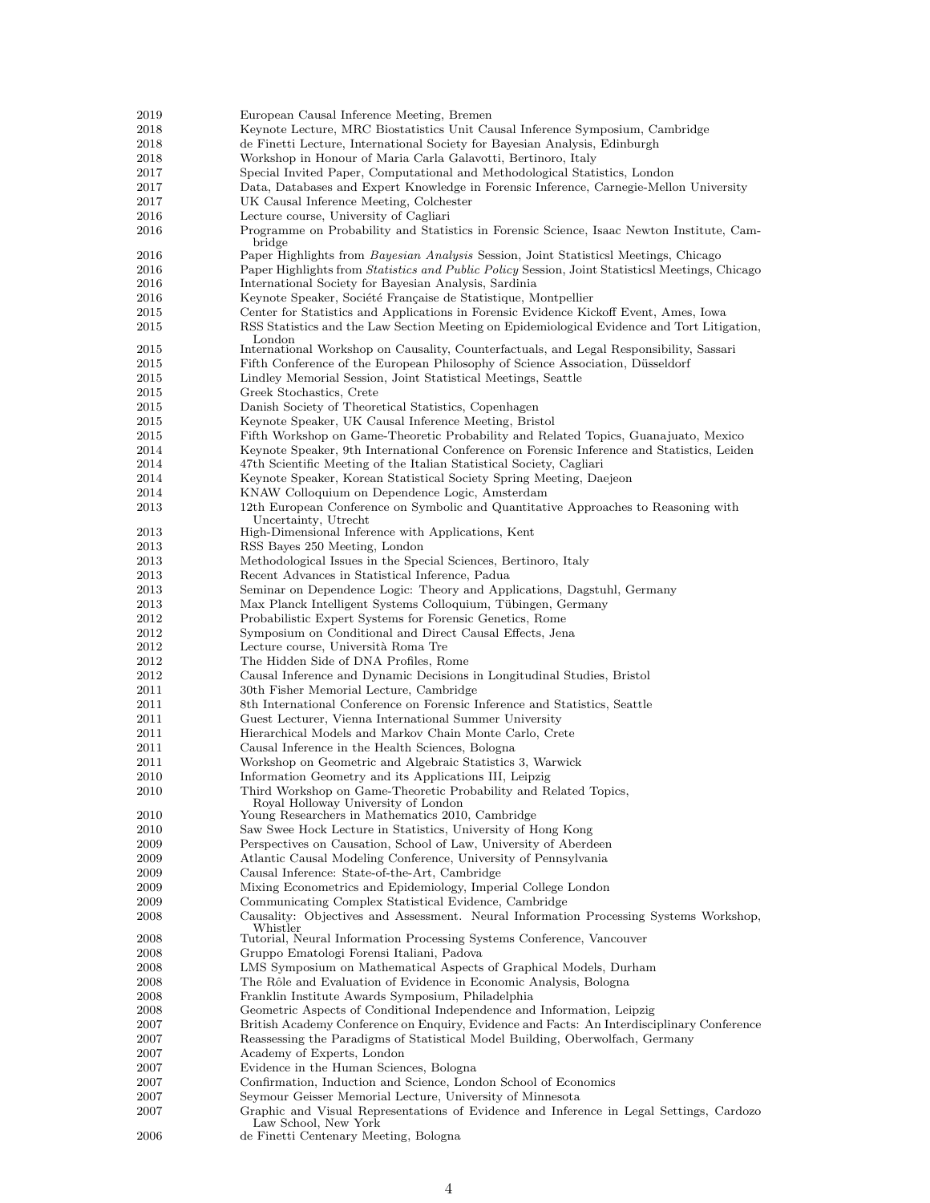| | |
|---|---|
| 2019 | European Causal Inference Meeting, Bremen |
| 2018 | Keynote Lecture, MRC Biostatistics Unit Causal Inference Symposium, Cambridge |
| 2018 | de Finetti Lecture, International Society for Bayesian Analysis, Edinburgh |
| 2018 | Workshop in Honour of Maria Carla Galavotti, Bertinoro, Italy |
| 2017 | Special Invited Paper, Computational and Methodological Statistics, London |
| 2017 | Data, Databases and Expert Knowledge in Forensic Inference, Carnegie-Mellon University |
| 2017 | UK Causal Inference Meeting, Colchester |
| 2016 | Lecture course, University of Cagliari |
| 2016 | Programme on Probability and Statistics in Forensic Science, Isaac Newton Institute, Cambridge |
| 2016 | Paper Highlights from *Bayesian Analysis* Session, Joint Statisticsl Meetings, Chicago |
| 2016 | Paper Highlights from *Statistics and Public Policy* Session, Joint Statisticsl Meetings, Chicago |
| 2016 | International Society for Bayesian Analysis, Sardinia |
| 2016 | Keynote Speaker, Société Française de Statistique, Montpellier |
| 2015 | Center for Statistics and Applications in Forensic Evidence Kickoff Event, Ames, Iowa |
| 2015 | RSS Statistics and the Law Section Meeting on Epidemiological Evidence and Tort Litigation, London |
| 2015 | International Workshop on Causality, Counterfactuals, and Legal Responsibility, Sassari |
| 2015 | Fifth Conference of the European Philosophy of Science Association, Düsseldorf |
| 2015 | Lindley Memorial Session, Joint Statistical Meetings, Seattle |
| 2015 | Greek Stochastics, Crete |
| 2015 | Danish Society of Theoretical Statistics, Copenhagen |
| 2015 | Keynote Speaker, UK Causal Inference Meeting, Bristol |
| 2015 | Fifth Workshop on Game-Theoretic Probability and Related Topics, Guanajuato, Mexico |
| 2014 | Keynote Speaker, 9th International Conference on Forensic Inference and Statistics, Leiden |
| 2014 | 47th Scientific Meeting of the Italian Statistical Society, Cagliari |
| 2014 | Keynote Speaker, Korean Statistical Society Spring Meeting, Daejeon |
| 2014 | KNAW Colloquium on Dependence Logic, Amsterdam |
| 2013 | 12th European Conference on Symbolic and Quantitative Approaches to Reasoning with Uncertainty, Utrecht |
| 2013 | High-Dimensional Inference with Applications, Kent |
| 2013 | RSS Bayes 250 Meeting, London |
| 2013 | Methodological Issues in the Special Sciences, Bertinoro, Italy |
| 2013 | Recent Advances in Statistical Inference, Padua |
| 2013 | Seminar on Dependence Logic: Theory and Applications, Dagstuhl, Germany |
| 2013 | Max Planck Intelligent Systems Colloquium, Tübingen, Germany |
| 2012 | Probabilistic Expert Systems for Forensic Genetics, Rome |
| 2012 | Symposium on Conditional and Direct Causal Effects, Jena |
| 2012 | Lecture course, Università Roma Tre |
| 2012 | The Hidden Side of DNA Profiles, Rome |
| 2012 | Causal Inference and Dynamic Decisions in Longitudinal Studies, Bristol |
| 2011 | 30th Fisher Memorial Lecture, Cambridge |
| 2011 | 8th International Conference on Forensic Inference and Statistics, Seattle |
| 2011 | Guest Lecturer, Vienna International Summer University |
| 2011 | Hierarchical Models and Markov Chain Monte Carlo, Crete |
| 2011 | Causal Inference in the Health Sciences, Bologna |
| 2011 | Workshop on Geometric and Algebraic Statistics 3, Warwick |
| 2010 | Information Geometry and its Applications III, Leipzig |
| 2010 | Third Workshop on Game-Theoretic Probability and Related Topics, Royal Holloway University of London |
| 2010 | Young Researchers in Mathematics 2010, Cambridge |
| 2010 | Saw Swee Hock Lecture in Statistics, University of Hong Kong |
| 2009 | Perspectives on Causation, School of Law, University of Aberdeen |
| 2009 | Atlantic Causal Modeling Conference, University of Pennsylvania |
| 2009 | Causal Inference: State-of-the-Art, Cambridge |
| 2009 | Mixing Econometrics and Epidemiology, Imperial College London |
| 2009 | Communicating Complex Statistical Evidence, Cambridge |
| 2008 | Causality: Objectives and Assessment. Neural Information Processing Systems Workshop, Whistler |
| 2008 | Tutorial, Neural Information Processing Systems Conference, Vancouver |
| 2008 | Gruppo Ematologi Forensi Italiani, Padova |
| 2008 | LMS Symposium on Mathematical Aspects of Graphical Models, Durham |
| 2008 | The Rôle and Evaluation of Evidence in Economic Analysis, Bologna |
| 2008 | Franklin Institute Awards Symposium, Philadelphia |
| 2008 | Geometric Aspects of Conditional Independence and Information, Leipzig |
| 2007 | British Academy Conference on Enquiry, Evidence and Facts: An Interdisciplinary Conference |
| 2007 | Reassessing the Paradigms of Statistical Model Building, Oberwolfach, Germany |
| 2007 | Academy of Experts, London |
| 2007 | Evidence in the Human Sciences, Bologna |
| 2007 | Confirmation, Induction and Science, London School of Economics |
| 2007 | Seymour Geisser Memorial Lecture, University of Minnesota |
| 2007 | Graphic and Visual Representations of Evidence and Inference in Legal Settings, Cardozo Law School, New York |
| 2006 | de Finetti Centenary Meeting, Bologna |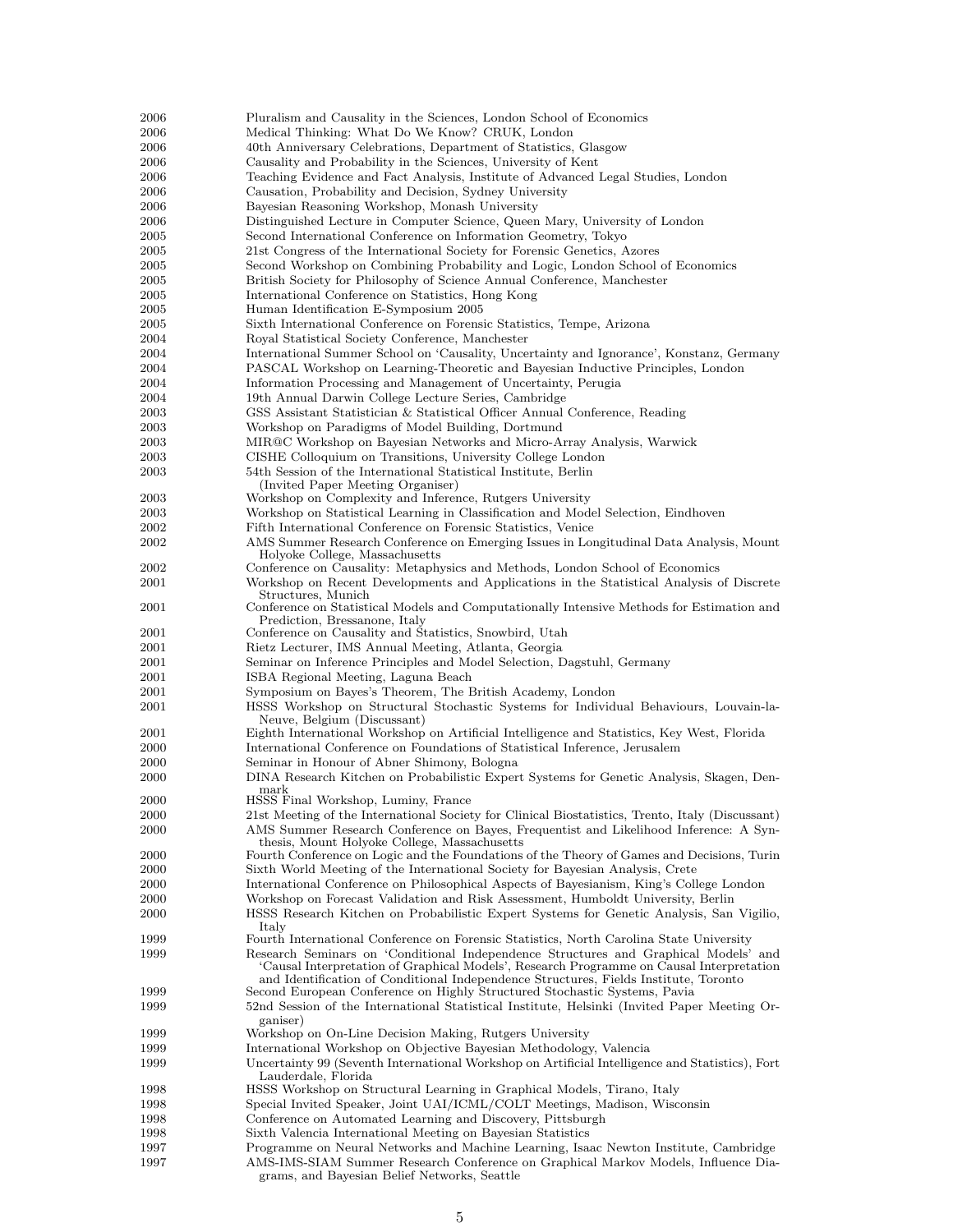| | |
|---|---|
| 2006 | Pluralism and Causality in the Sciences, London School of Economics |
| 2006 | Medical Thinking: What Do We Know? CRUK, London |
| 2006 | 40th Anniversary Celebrations, Department of Statistics, Glasgow |
| 2006 | Causality and Probability in the Sciences, University of Kent |
| 2006 | Teaching Evidence and Fact Analysis, Institute of Advanced Legal Studies, London |
| 2006 | Causation, Probability and Decision, Sydney University |
| 2006 | Bayesian Reasoning Workshop, Monash University |
| 2006 | Distinguished Lecture in Computer Science, Queen Mary, University of London |
| 2005 | Second International Conference on Information Geometry, Tokyo |
| 2005 | 21st Congress of the International Society for Forensic Genetics, Azores |
| 2005 | Second Workshop on Combining Probability and Logic, London School of Economics |
| 2005 | British Society for Philosophy of Science Annual Conference, Manchester |
| 2005 | International Conference on Statistics, Hong Kong |
| 2005 | Human Identification E-Symposium 2005 |
| 2005 | Sixth International Conference on Forensic Statistics, Tempe, Arizona |
| 2004 | Royal Statistical Society Conference, Manchester |
| 2004 | International Summer School on 'Causality, Uncertainty and Ignorance', Konstanz, Germany |
| 2004 | PASCAL Workshop on Learning-Theoretic and Bayesian Inductive Principles, London |
| 2004 | Information Processing and Management of Uncertainty, Perugia |
| 2004 | 19th Annual Darwin College Lecture Series, Cambridge |
| 2003 | GSS Assistant Statistician & Statistical Officer Annual Conference, Reading |
| 2003 | Workshop on Paradigms of Model Building, Dortmund |
| 2003 | MIR@C Workshop on Bayesian Networks and Micro-Array Analysis, Warwick |
| 2003 | CISHE Colloquium on Transitions, University College London |
| 2003 | 54th Session of the International Statistical Institute, Berlin (Invited Paper Meeting Organiser) |
| 2003 | Workshop on Complexity and Inference, Rutgers University |
| 2003 | Workshop on Statistical Learning in Classification and Model Selection, Eindhoven |
| 2002 | Fifth International Conference on Forensic Statistics, Venice |
| 2002 | AMS Summer Research Conference on Emerging Issues in Longitudinal Data Analysis, Mount Holyoke College, Massachusetts |
| 2002 | Conference on Causality: Metaphysics and Methods, London School of Economics |
| 2001 | Workshop on Recent Developments and Applications in the Statistical Analysis of Discrete Structures, Munich |
| 2001 | Conference on Statistical Models and Computationally Intensive Methods for Estimation and Prediction, Bressanone, Italy |
| 2001 | Conference on Causality and Statistics, Snowbird, Utah |
| 2001 | Rietz Lecturer, IMS Annual Meeting, Atlanta, Georgia |
| 2001 | Seminar on Inference Principles and Model Selection, Dagstuhl, Germany |
| 2001 | ISBA Regional Meeting, Laguna Beach |
| 2001 | Symposium on Bayes's Theorem, The British Academy, London |
| 2001 | HSSS Workshop on Structural Stochastic Systems for Individual Behaviours, Louvain-la-Neuve, Belgium (Discussant) |
| 2001 | Eighth International Workshop on Artificial Intelligence and Statistics, Key West, Florida |
| 2000 | International Conference on Foundations of Statistical Inference, Jerusalem |
| 2000 | Seminar in Honour of Abner Shimony, Bologna |
| 2000 | DINA Research Kitchen on Probabilistic Expert Systems for Genetic Analysis, Skagen, Denmark |
| 2000 | HSSS Final Workshop, Luminy, France |
| 2000 | 21st Meeting of the International Society for Clinical Biostatistics, Trento, Italy (Discussant) |
| 2000 | AMS Summer Research Conference on Bayes, Frequentist and Likelihood Inference: A Synthesis, Mount Holyoke College, Massachusetts |
| 2000 | Fourth Conference on Logic and the Foundations of the Theory of Games and Decisions, Turin |
| 2000 | Sixth World Meeting of the International Society for Bayesian Analysis, Crete |
| 2000 | International Conference on Philosophical Aspects of Bayesianism, King's College London |
| 2000 | Workshop on Forecast Validation and Risk Assessment, Humboldt University, Berlin |
| 2000 | HSSS Research Kitchen on Probabilistic Expert Systems for Genetic Analysis, San Vigilio, Italy |
| 1999 | Fourth International Conference on Forensic Statistics, North Carolina State University |
| 1999 | Research Seminars on 'Conditional Independence Structures and Graphical Models' and 'Causal Interpretation of Graphical Models', Research Programme on Causal Interpretation and Identification of Conditional Independence Structures, Fields Institute, Toronto |
| 1999 | Second European Conference on Highly Structured Stochastic Systems, Pavia |
| 1999 | 52nd Session of the International Statistical Institute, Helsinki (Invited Paper Meeting Organiser) |
| 1999 | Workshop on On-Line Decision Making, Rutgers University |
| 1999 | International Workshop on Objective Bayesian Methodology, Valencia |
| 1999 | Uncertainty 99 (Seventh International Workshop on Artificial Intelligence and Statistics), Fort Lauderdale, Florida |
| 1998 | HSSS Workshop on Structural Learning in Graphical Models, Tirano, Italy |
| 1998 | Special Invited Speaker, Joint UAI/ICML/COLT Meetings, Madison, Wisconsin |
| 1998 | Conference on Automated Learning and Discovery, Pittsburgh |
| 1998 | Sixth Valencia International Meeting on Bayesian Statistics |
| 1997 | Programme on Neural Networks and Machine Learning, Isaac Newton Institute, Cambridge |
| 1997 | AMS-IMS-SIAM Summer Research Conference on Graphical Markov Models, Influence Diagrams, and Bayesian Belief Networks, Seattle |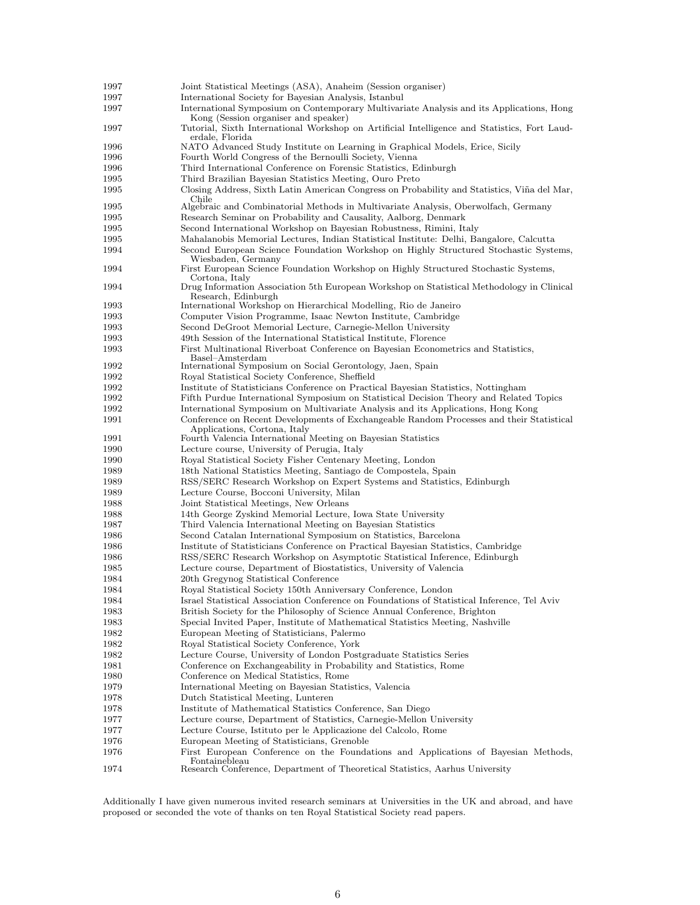| | |
|---|---|
| 1997 | Joint Statistical Meetings (ASA), Anaheim (Session organiser) |
| 1997 | International Society for Bayesian Analysis, Istanbul |
| 1997 | International Symposium on Contemporary Multivariate Analysis and its Applications, Hong Kong (Session organiser and speaker) |
| 1997 | Tutorial, Sixth International Workshop on Artificial Intelligence and Statistics, Fort Lauderdale, Florida |
| 1996 | NATO Advanced Study Institute on Learning in Graphical Models, Erice, Sicily |
| 1996 | Fourth World Congress of the Bernoulli Society, Vienna |
| 1996 | Third International Conference on Forensic Statistics, Edinburgh |
| 1995 | Third Brazilian Bayesian Statistics Meeting, Ouro Preto |
| 1995 | Closing Address, Sixth Latin American Congress on Probability and Statistics, Viña del Mar, Chile |
| 1995 | Algebraic and Combinatorial Methods in Multivariate Analysis, Oberwolfach, Germany |
| 1995 | Research Seminar on Probability and Causality, Aalborg, Denmark |
| 1995 | Second International Workshop on Bayesian Robustness, Rimini, Italy |
| 1995 | Mahalanobis Memorial Lectures, Indian Statistical Institute: Delhi, Bangalore, Calcutta |
| 1994 | Second European Science Foundation Workshop on Highly Structured Stochastic Systems, Wiesbaden, Germany |
| 1994 | First European Science Foundation Workshop on Highly Structured Stochastic Systems, Cortona, Italy |
| 1994 | Drug Information Association 5th European Workshop on Statistical Methodology in Clinical Research, Edinburgh |
| 1993 | International Workshop on Hierarchical Modelling, Rio de Janeiro |
| 1993 | Computer Vision Programme, Isaac Newton Institute, Cambridge |
| 1993 | Second DeGroot Memorial Lecture, Carnegie-Mellon University |
| 1993 | 49th Session of the International Statistical Institute, Florence |
| 1993 | First Multinational Riverboat Conference on Bayesian Econometrics and Statistics, Basel–Amsterdam |
| 1992 | International Symposium on Social Gerontology, Jaen, Spain |
| 1992 | Royal Statistical Society Conference, Sheffield |
| 1992 | Institute of Statisticians Conference on Practical Bayesian Statistics, Nottingham |
| 1992 | Fifth Purdue International Symposium on Statistical Decision Theory and Related Topics |
| 1992 | International Symposium on Multivariate Analysis and its Applications, Hong Kong |
| 1991 | Conference on Recent Developments of Exchangeable Random Processes and their Statistical Applications, Cortona, Italy |
| 1991 | Fourth Valencia International Meeting on Bayesian Statistics |
| 1990 | Lecture course, University of Perugia, Italy |
| 1990 | Royal Statistical Society Fisher Centenary Meeting, London |
| 1989 | 18th National Statistics Meeting, Santiago de Compostela, Spain |
| 1989 | RSS/SERC Research Workshop on Expert Systems and Statistics, Edinburgh |
| 1989 | Lecture Course, Bocconi University, Milan |
| 1988 | Joint Statistical Meetings, New Orleans |
| 1988 | 14th George Zyskind Memorial Lecture, Iowa State University |
| 1987 | Third Valencia International Meeting on Bayesian Statistics |
| 1986 | Second Catalan International Symposium on Statistics, Barcelona |
| 1986 | Institute of Statisticians Conference on Practical Bayesian Statistics, Cambridge |
| 1986 | RSS/SERC Research Workshop on Asymptotic Statistical Inference, Edinburgh |
| 1985 | Lecture course, Department of Biostatistics, University of Valencia |
| 1984 | 20th Gregynog Statistical Conference |
| 1984 | Royal Statistical Society 150th Anniversary Conference, London |
| 1984 | Israel Statistical Association Conference on Foundations of Statistical Inference, Tel Aviv |
| 1983 | British Society for the Philosophy of Science Annual Conference, Brighton |
| 1983 | Special Invited Paper, Institute of Mathematical Statistics Meeting, Nashville |
| 1982 | European Meeting of Statisticians, Palermo |
| 1982 | Royal Statistical Society Conference, York |
| 1982 | Lecture Course, University of London Postgraduate Statistics Series |
| 1981 | Conference on Exchangeability in Probability and Statistics, Rome |
| 1980 | Conference on Medical Statistics, Rome |
| 1979 | International Meeting on Bayesian Statistics, Valencia |
| 1978 | Dutch Statistical Meeting, Lunteren |
| 1978 | Institute of Mathematical Statistics Conference, San Diego |
| 1977 | Lecture course, Department of Statistics, Carnegie-Mellon University |
| 1977 | Lecture Course, Istituto per le Applicazione del Calcolo, Rome |
| 1976 | European Meeting of Statisticians, Grenoble |
| 1976 | First European Conference on the Foundations and Applications of Bayesian Methods, Fontainebleau |
| 1974 | Research Conference, Department of Theoretical Statistics, Aarhus University |

Additionally I have given numerous invited research seminars at Universities in the UK and abroad, and have proposed or seconded the vote of thanks on ten Royal Statistical Society read papers.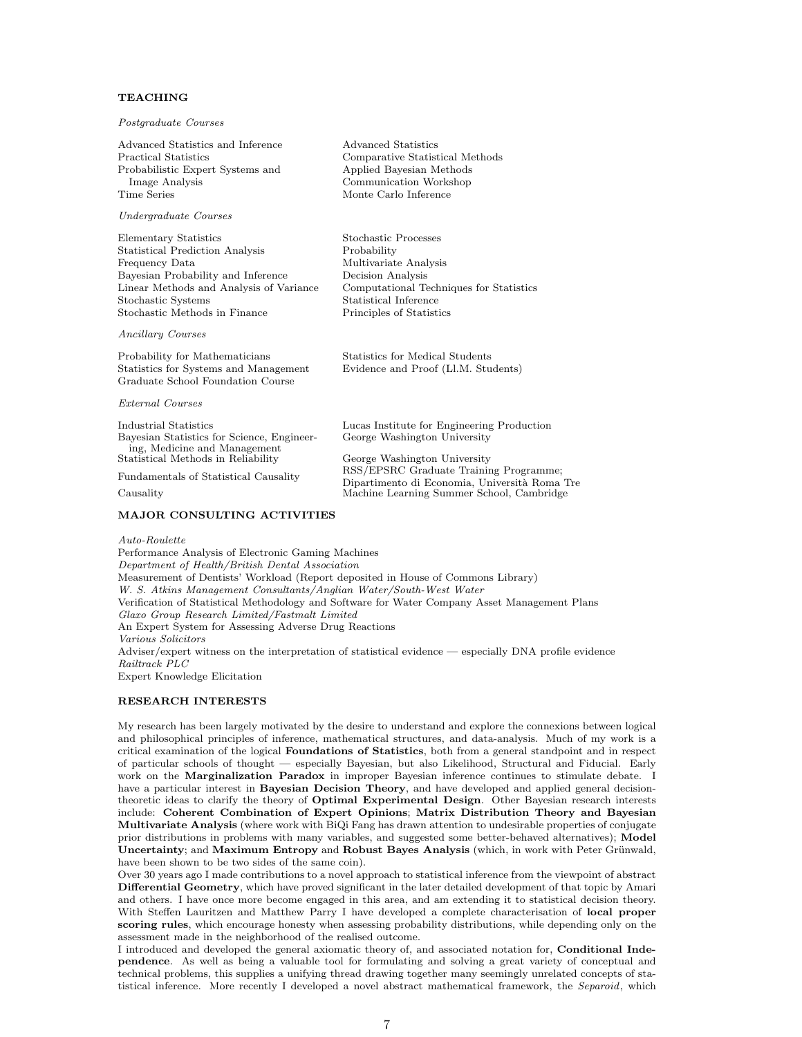## TEACHING

*Postgraduate Courses*

Advanced Statistics and Inference
Practical Statistics
Probabilistic Expert Systems and Image Analysis
Time Series
Advanced Statistics
Comparative Statistical Methods
Applied Bayesian Methods
Communication Workshop
Monte Carlo Inference

*Undergraduate Courses*

Elementary Statistics
Statistical Prediction Analysis
Frequency Data
Bayesian Probability and Inference
Linear Methods and Analysis of Variance
Stochastic Systems
Stochastic Methods in Finance
Stochastic Processes
Probability
Multivariate Analysis
Decision Analysis
Computational Techniques for Statistics
Statistical Inference
Principles of Statistics

*Ancillary Courses*

Probability for Mathematicians
Statistics for Systems and Management
Graduate School Foundation Course
Statistics for Medical Students
Evidence and Proof (Ll.M. Students)

*External Courses*

| | |
|---|---|
| Industrial Statistics | Lucas Institute for Engineering Production |
| Bayesian Statistics for Science, Engineering, Medicine and Management | George Washington University |
| Statistical Methods in Reliability | George Washington University |
| Fundamentals of Statistical Causality | RSS/EPSRC Graduate Training Programme; Dipartimento di Economia, Università Roma Tre |
| Causality | Machine Learning Summer School, Cambridge |

## MAJOR CONSULTING ACTIVITIES

*Auto-Roulette*
Performance Analysis of Electronic Gaming Machines
*Department of Health/British Dental Association*
Measurement of Dentists' Workload (Report deposited in House of Commons Library)
*W. S. Atkins Management Consultants/Anglian Water/South-West Water*
Verification of Statistical Methodology and Software for Water Company Asset Management Plans
*Glaxo Group Research Limited/Fastmalt Limited*
An Expert System for Assessing Adverse Drug Reactions
*Various Solicitors*
Adviser/expert witness on the interpretation of statistical evidence — especially DNA profile evidence
*Railtrack PLC*
Expert Knowledge Elicitation

## RESEARCH INTERESTS

My research has been largely motivated by the desire to understand and explore the connexions between logical and philosophical principles of inference, mathematical structures, and data-analysis. Much of my work is a critical examination of the logical **Foundations of Statistics**, both from a general standpoint and in respect of particular schools of thought — especially Bayesian, but also Likelihood, Structural and Fiducial. Early work on the **Marginalization Paradox** in improper Bayesian inference continues to stimulate debate. I have a particular interest in **Bayesian Decision Theory**, and have developed and applied general decision-theoretic ideas to clarify the theory of **Optimal Experimental Design**. Other Bayesian research interests include: **Coherent Combination of Expert Opinions**; **Matrix Distribution Theory and Bayesian Multivariate Analysis** (where work with BiQi Fang has drawn attention to undesirable properties of conjugate prior distributions in problems with many variables, and suggested some better-behaved alternatives); **Model Uncertainty**; and **Maximum Entropy** and **Robust Bayes Analysis** (which, in work with Peter Grünwald, have been shown to be two sides of the same coin).

Over 30 years ago I made contributions to a novel approach to statistical inference from the viewpoint of abstract **Differential Geometry**, which have proved significant in the later detailed development of that topic by Amari and others. I have once more become engaged in this area, and am extending it to statistical decision theory. With Steffen Lauritzen and Matthew Parry I have developed a complete characterisation of **local proper scoring rules**, which encourage honesty when assessing probability distributions, while depending only on the assessment made in the neighborhood of the realised outcome.

I introduced and developed the general axiomatic theory of, and associated notation for, **Conditional Independence**. As well as being a valuable tool for formulating and solving a great variety of conceptual and technical problems, this supplies a unifying thread drawing together many seemingly unrelated concepts of statistical inference. More recently I developed a novel abstract mathematical framework, the *Separoid*, which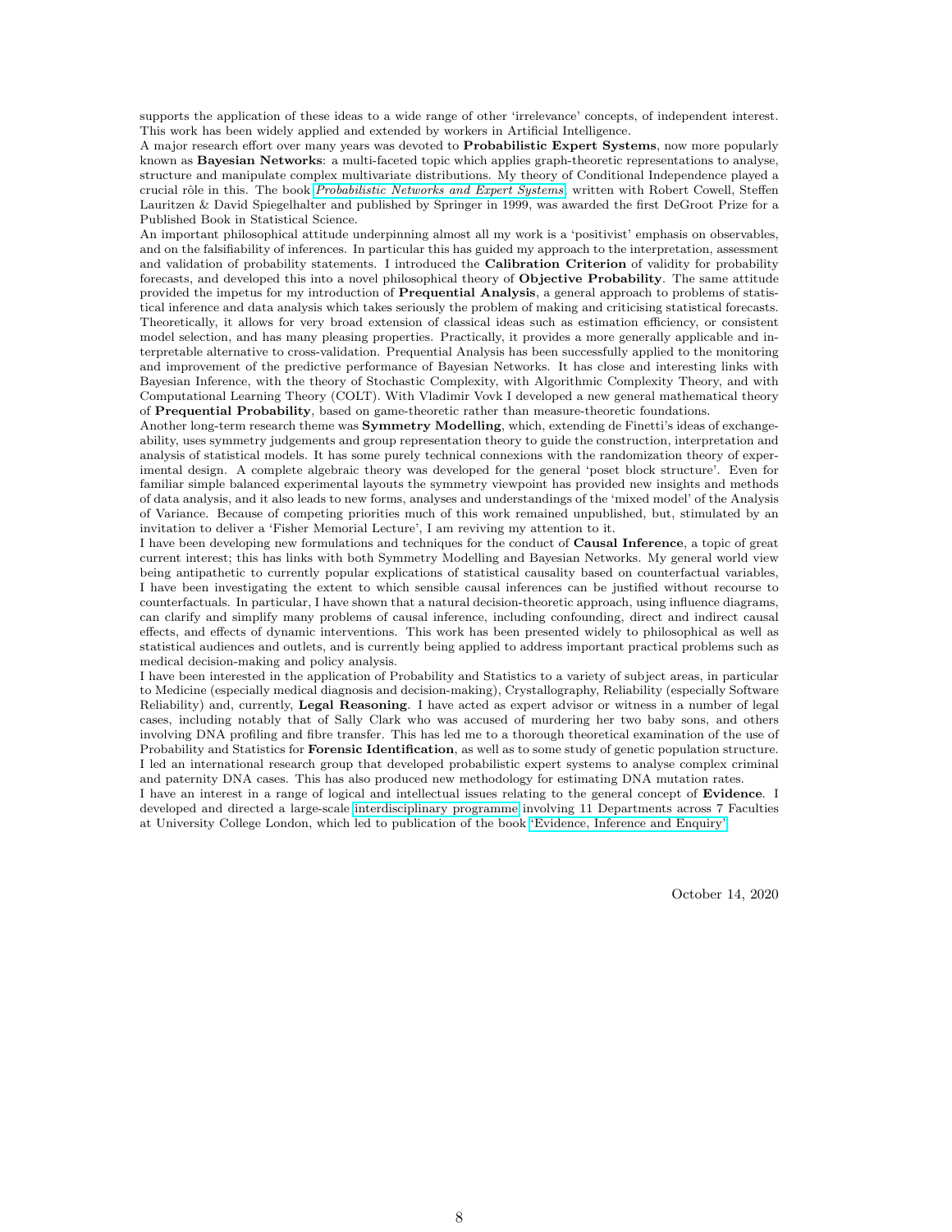supports the application of these ideas to a wide range of other 'irrelevance' concepts, of independent interest. This work has been widely applied and extended by workers in Artificial Intelligence.

A major research effort over many years was devoted to **Probabilistic Expert Systems**, now more popularly known as **Bayesian Networks**: a multi-faceted topic which applies graph-theoretic representations to analyse, structure and manipulate complex multivariate distributions. My theory of Conditional Independence played a crucial rôle in this. The book *Probabilistic Networks and Expert Systems*, written with Robert Cowell, Steffen Lauritzen & David Spiegelhalter and published by Springer in 1999, was awarded the first DeGroot Prize for a Published Book in Statistical Science.

An important philosophical attitude underpinning almost all my work is a 'positivist' emphasis on observables, and on the falsifiability of inferences. In particular this has guided my approach to the interpretation, assessment and validation of probability statements. I introduced the **Calibration Criterion** of validity for probability forecasts, and developed this into a novel philosophical theory of **Objective Probability**. The same attitude provided the impetus for my introduction of **Prequential Analysis**, a general approach to problems of statistical inference and data analysis which takes seriously the problem of making and criticising statistical forecasts. Theoretically, it allows for very broad extension of classical ideas such as estimation efficiency, or consistent model selection, and has many pleasing properties. Practically, it provides a more generally applicable and interpretable alternative to cross-validation. Prequential Analysis has been successfully applied to the monitoring and improvement of the predictive performance of Bayesian Networks. It has close and interesting links with Bayesian Inference, with the theory of Stochastic Complexity, with Algorithmic Complexity Theory, and with Computational Learning Theory (COLT). With Vladimir Vovk I developed a new general mathematical theory of **Prequential Probability**, based on game-theoretic rather than measure-theoretic foundations.

Another long-term research theme was **Symmetry Modelling**, which, extending de Finetti's ideas of exchangeability, uses symmetry judgements and group representation theory to guide the construction, interpretation and analysis of statistical models. It has some purely technical connexions with the randomization theory of experimental design. A complete algebraic theory was developed for the general 'poset block structure'. Even for familiar simple balanced experimental layouts the symmetry viewpoint has provided new insights and methods of data analysis, and it also leads to new forms, analyses and understandings of the 'mixed model' of the Analysis of Variance. Because of competing priorities much of this work remained unpublished, but, stimulated by an invitation to deliver a 'Fisher Memorial Lecture', I am reviving my attention to it.

I have been developing new formulations and techniques for the conduct of **Causal Inference**, a topic of great current interest; this has links with both Symmetry Modelling and Bayesian Networks. My general world view being antipathetic to currently popular explications of statistical causality based on counterfactual variables, I have been investigating the extent to which sensible causal inferences can be justified without recourse to counterfactuals. In particular, I have shown that a natural decision-theoretic approach, using influence diagrams, can clarify and simplify many problems of causal inference, including confounding, direct and indirect causal effects, and effects of dynamic interventions. This work has been presented widely to philosophical as well as statistical audiences and outlets, and is currently being applied to address important practical problems such as medical decision-making and policy analysis.

I have been interested in the application of Probability and Statistics to a variety of subject areas, in particular to Medicine (especially medical diagnosis and decision-making), Crystallography, Reliability (especially Software Reliability) and, currently, **Legal Reasoning**. I have acted as expert advisor or witness in a number of legal cases, including notably that of Sally Clark who was accused of murdering her two baby sons, and others involving DNA profiling and fibre transfer. This has led me to a thorough theoretical examination of the use of Probability and Statistics for **Forensic Identification**, as well as to some study of genetic population structure. I led an international research group that developed probabilistic expert systems to analyse complex criminal and paternity DNA cases. This has also produced new methodology for estimating DNA mutation rates.

I have an interest in a range of logical and intellectual issues relating to the general concept of **Evidence**. I developed and directed a large-scale interdisciplinary programme involving 11 Departments across 7 Faculties at University College London, which led to publication of the book 'Evidence, Inference and Enquiry'.

October 14, 2020